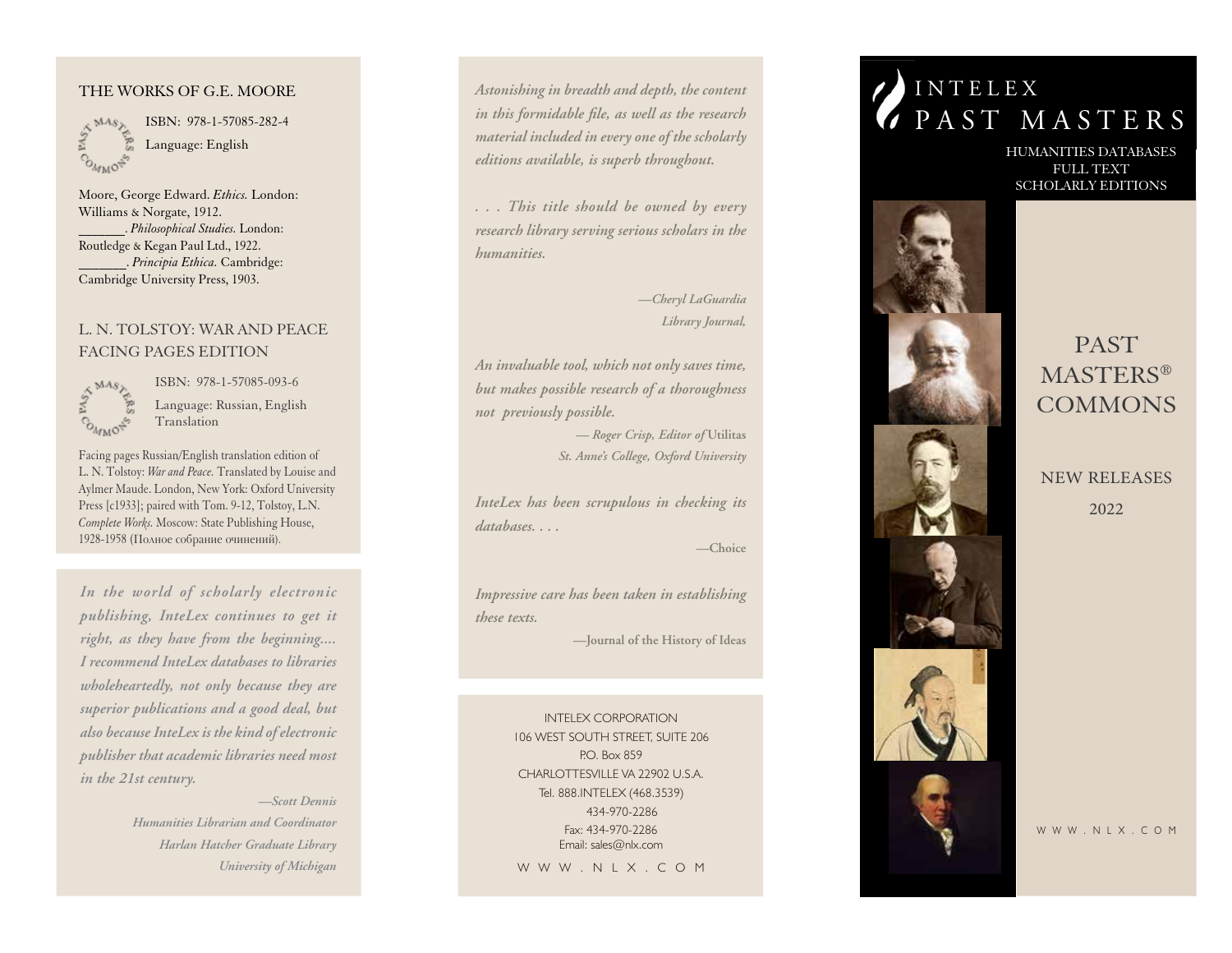## THE WORKS OF G.E. MOORE

ISBN: 978-1-57085-282-4

Language: English

Moore, George Edward. *Ethics.* London: Williams & Norgate, 1912.
_______. *Philosophical Studies.* London: Routledge & Kegan Paul Ltd., 1922.
_______. *Principia Ethica.* Cambridge: Cambridge University Press, 1903.

## L. N. TOLSTOY: WAR AND PEACE FACING PAGES EDITION

ISBN: 978-1-57085-093-6

Language: Russian, English Translation

Facing pages Russian/English translation edition of L. N. Tolstoy: *War and Peace.* Translated by Louise and Aylmer Maude. London, New York: Oxford University Press [c1933]; paired with Tom. 9-12, Tolstoy, L.N. *Complete Works.* Moscow: State Publishing House, 1928-1958 (Полное собрание очинений).

*In the world of scholarly electronic publishing, InteLex continues to get it right, as they have from the beginning.... I recommend InteLex databases to libraries wholeheartedly, not only because they are superior publications and a good deal, but also because InteLex is the kind of electronic publisher that academic libraries need most in the 21st century.*

*—Scott Dennis*
*Humanities Librarian and Coordinator*
*Harlan Hatcher Graduate Library*
*University of Michigan*

*Astonishing in breadth and depth, the content in this formidable file, as well as the research material included in every one of the scholarly editions available, is superb throughout.*

*. . . This title should be owned by every research library serving serious scholars in the humanities.*

*—Cheryl LaGuardia*
*Library Journal,*

*An invaluable tool, which not only saves time, but makes possible research of a thoroughness not previously possible.*

*— Roger Crisp, Editor of* Utilitas
*St. Anne's College, Oxford University*

*InteLex has been scrupulous in checking its databases. . . .*

—Choice

*Impressive care has been taken in establishing these texts.*

—Journal of the History of Ideas

INTELEX CORPORATION
106 WEST SOUTH STREET, SUITE 206
P.O. Box 859
CHARLOTTESVILLE VA 22902 U.S.A.
Tel. 888.INTELEX (468.3539)
434-970-2286
Fax: 434-970-2286
Email: sales@nlx.com

W W W . N L X . C O M

# INTELEX PAST MASTERS

HUMANITIES DATABASES
FULL TEXT
SCHOLARLY EDITIONS

# PAST MASTERS® COMMONS

NEW RELEASES

2022

W W W . N L X . C O M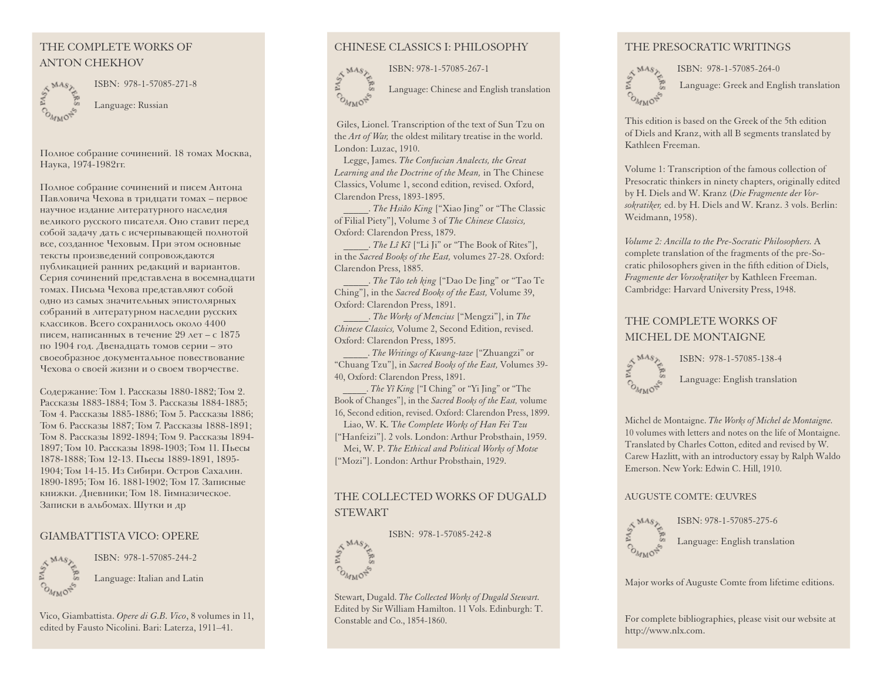## THE COMPLETE WORKS OF ANTON CHEKHOV

ISBN: 978-1-57085-271-8

Language: Russian

Полное собрание сочинений. 18 томах Москва, Наука, 1974-1982гг.

Полное собрание сочинений и писем Антона Павловича Чехова в тридцати томах – первое научное издание литературного наследия великого русского писателя. Оно ставит перед собой задачу дать с исчерпывающей полнотой все, созданное Чеховым. При этом основные тексты произведений сопровождаются публикацией ранних редакций и вариантов. Серия сочинений представлена в восемнадцати томах. Письма Чехова представляют собой одно из самых значительных эпистолярных собраний в литературном наследии русских классиков. Всего сохранилось около 4400 писем, написанных в течение 29 лет – с 1875 по 1904 год. Двенадцать томов серии – это своеобразное документальное повествование Чехова о своей жизни и о своем творчестве.

Содержание: Том 1. Рассказы 1880-1882; Том 2. Рассказы 1883-1884; Том 3. Рассказы 1884-1885; Том 4. Рассказы 1885-1886; Том 5. Рассказы 1886; Том 6. Рассказы 1887; Том 7. Рассказы 1888-1891; Том 8. Рассказы 1892-1894; Том 9. Рассказы 1894-1897; Том 10. Рассказы 1898-1903; Том 11. Пьесы 1878-1888; Том 12-13. Пьесы 1889-1891, 1895-1904; Том 14-15. Из Сибири. Остров Сахалин. 1890-1895; Том 16. 1881-1902; Том 17. Записные книжки. Дневники; Том 18. Гимназическое. Записки в альбомах. Шутки и др

## GIAMBATTISTA VICO: OPERE

ISBN: 978-1-57085-244-2

Language: Italian and Latin

Vico, Giambattista. *Opere di G.B. Vico*, 8 volumes in 11, edited by Fausto Nicolini. Bari: Laterza, 1911–41.

## CHINESE CLASSICS I: PHILOSOPHY

ISBN: 978-1-57085-267-1

Language: Chinese and English translation

Giles, Lionel. Transcription of the text of Sun Tzu on the *Art of War,* the oldest military treatise in the world. London: Luzac, 1910.

Legge, James. *The Confucian Analects, the Great Learning and the Doctrine of the Mean,* in The Chinese Classics, Volume 1, second edition, revised. Oxford, Clarendon Press, 1893-1895.

_____. *The Hsiâo King* ["Xiao Jing" or "The Classic of Filial Piety"], Volume 3 of *The Chinese Classics,* Oxford: Clarendon Press, 1879.

_____. *The Lî Kî* ["Li Ji" or "The Book of Rites"], in the *Sacred Books of the East,* volumes 27-28. Oxford: Clarendon Press, 1885.

_____. *The Tâo teh king* ["Dao De Jing" or "Tao Te Ching"], in the *Sacred Books of the East,* Volume 39, Oxford: Clarendon Press, 1891.

_____. *The Works of Mencius* ["Mengzi"], in *The Chinese Classics,* Volume 2, Second Edition, revised. Oxford: Clarendon Press, 1895.

_____. *The Writings of Kwang-taze* ["Zhuangzi" or "Chuang Tzu"], in *Sacred Books of the East,* Volumes 39-40, Oxford: Clarendon Press, 1891.

_____. *The Yî King* ["I Ching" or "Yi Jing" or "The Book of Changes"], in the *Sacred Books of the East,* volume 16, Second edition, revised. Oxford: Clarendon Press, 1899.

Liao, W. K. T*he Complete Works of Han Fei Tzu* ["Hanfeizi"]. 2 vols. London: Arthur Probsthain, 1959.

Mei, W. P. *The Ethical and Political Works of Motse* ["Mozi"]. London: Arthur Probsthain, 1929.

## THE COLLECTED WORKS OF DUGALD STEWART

ISBN: 978-1-57085-242-8

Stewart, Dugald. *The Collected Works of Dugald Stewart.* Edited by Sir William Hamilton. 11 Vols. Edinburgh: T. Constable and Co., 1854-1860.

## THE PRESOCRATIC WRITINGS

ISBN: 978-1-57085-264-0

Language: Greek and English translation

This edition is based on the Greek of the 5th edition of Diels and Kranz, with all B segments translated by Kathleen Freeman.

Volume 1: Transcription of the famous collection of Presocratic thinkers in ninety chapters, originally edited by H. Diels and W. Kranz (*Die Fragmente der Vorsokratiker,* ed. by H. Diels and W. Kranz. 3 vols. Berlin: Weidmann, 1958).

*Volume 2: Ancilla to the Pre-Socratic Philosophers.* A complete translation of the fragments of the pre-Socratic philosophers given in the fifth edition of Diels, *Fragmente der Vorsokratiker* by Kathleen Freeman. Cambridge: Harvard University Press, 1948.

## THE COMPLETE WORKS OF MICHEL DE MONTAIGNE

ISBN: 978-1-57085-138-4

Language: English translation

Michel de Montaigne. *The Works of Michel de Montaigne.* 10 volumes with letters and notes on the life of Montaigne. Translated by Charles Cotton, edited and revised by W. Carew Hazlitt, with an introductory essay by Ralph Waldo Emerson. New York: Edwin C. Hill, 1910.

## AUGUSTE COMTE: ŒUVRES

ISBN: 978-1-57085-275-6

Language: English translation

Major works of Auguste Comte from lifetime editions.

For complete bibliographies, please visit our website at http://www.nlx.com.